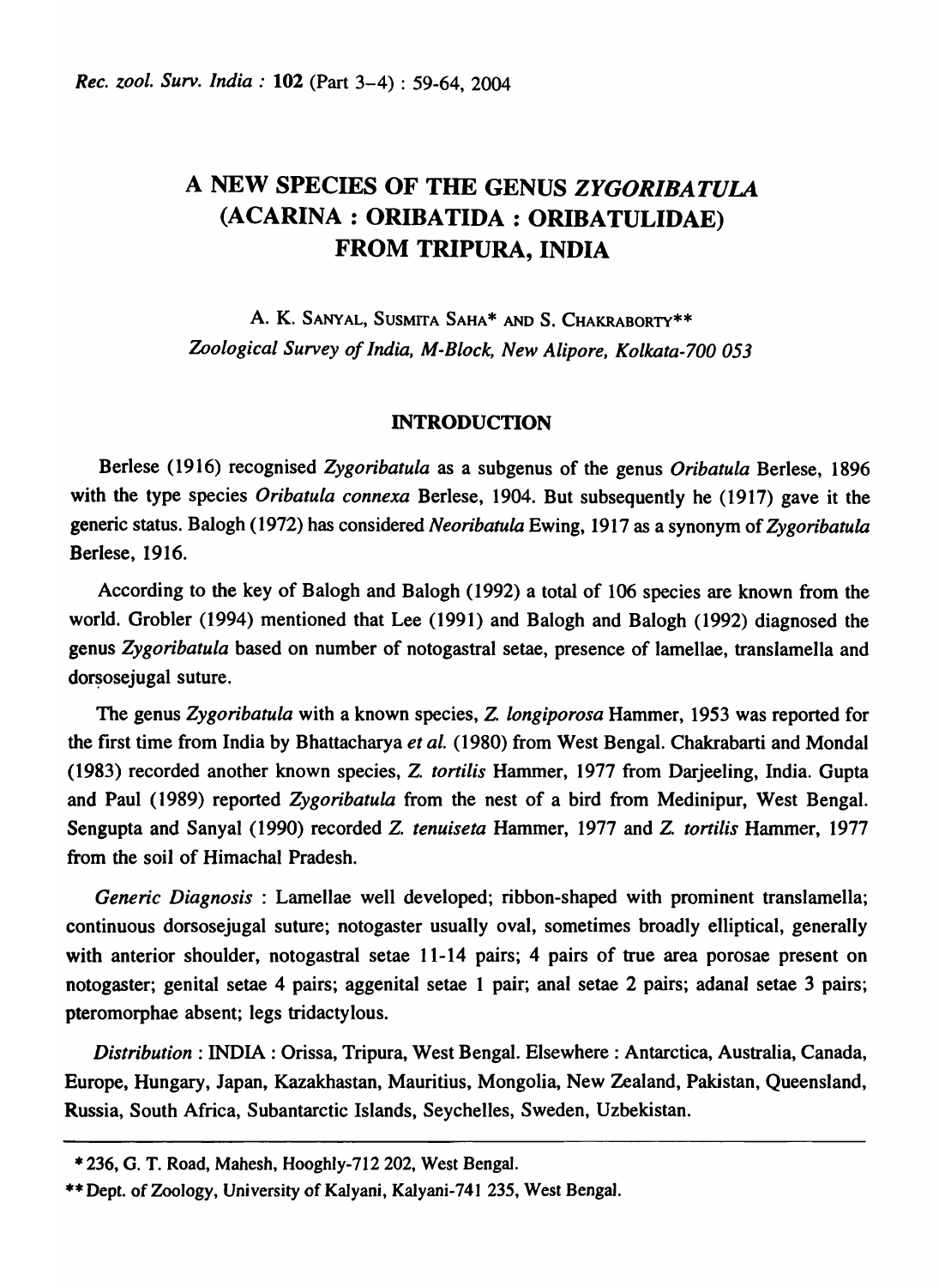# A NEW SPECIES OF THE GENUS *ZYGORIBATULA* (ACARINA : ORIBATIDA : ORIBATULIDAE) FROM TRIPURA, INDIA

A. K. SANYAL, SUSMITA SAHA* AND S. CHAKRABORTY**

*Zoological Survey of India, M-Block, New Alipore, Kolkata-700 053*

## INTRODUCTION

Berlese (1916) recognised *Zygoribatula* as a subgenus of the genus *Oribatula* Berlese, 1896 with the type species *Oribatula connexa* Berlese, 1904. But subsequently he (1917) gave it the generic status. Balogh (1972) has considered *Neoribatula* Ewing, 1917 as a synonym of *Zygoribatula* Berlese, 1916.

According to the key of Balogh and Balogh (1992) a total of 106 species are known from the world. Grobler (1994) mentioned that Lee (1991) and Balogh and Balogh (1992) diagnosed the genus *Zygoribatula* based on number of notogastral setae, presence of lamellae, translamella and dorsosejugal suture.

The genus *Zygoribatula* with a known species, *Z. longiporosa* Hammer, 1953 was reported for the first time from India by Bhattacharya *et al.* (1980) from West Bengal. Chakrabarti and Mondal (1983) recorded another known species, *Z. tortilis* Hammer, 1977 from Darjeeling, India. Gupta and Paul (1989) reported *Zygoribatula* from the nest of a bird from Medinipur, West Bengal. Sengupta and Sanyal (1990) recorded *Z. tenuiseta* Hammer, 1977 and *Z. tortilis* Hammer, 1977 from the soil of Himachal Pradesh.

*Generic Diagnosis* : Lamellae well developed; ribbon-shaped with prominent translamella; continuous dorsosejugal suture; notogaster usually oval, sometimes broadly elliptical, generally with anterior shoulder, notogastral setae 11-14 pairs; 4 pairs of true area porosae present on notogaster; genital setae 4 pairs; aggenital setae 1 pair; anal setae 2 pairs; adanal setae 3 pairs; pteromorphae absent; legs tridactylous.

*Distribution* : INDIA : Orissa, Tripura, West Bengal. Elsewhere : Antarctica, Australia, Canada, Europe, Hungary, Japan, Kazakhastan, Mauritius, Mongolia, New Zealand, Pakistan, Queensland, Russia, South Africa, Subantarctic Islands, Seychelles, Sweden, Uzbekistan.

---

\* 236, G. T. Road, Mahesh, Hooghly-712 202, West Bengal.

\*\* Dept. of Zoology, University of Kalyani, Kalyani-741 235, West Bengal.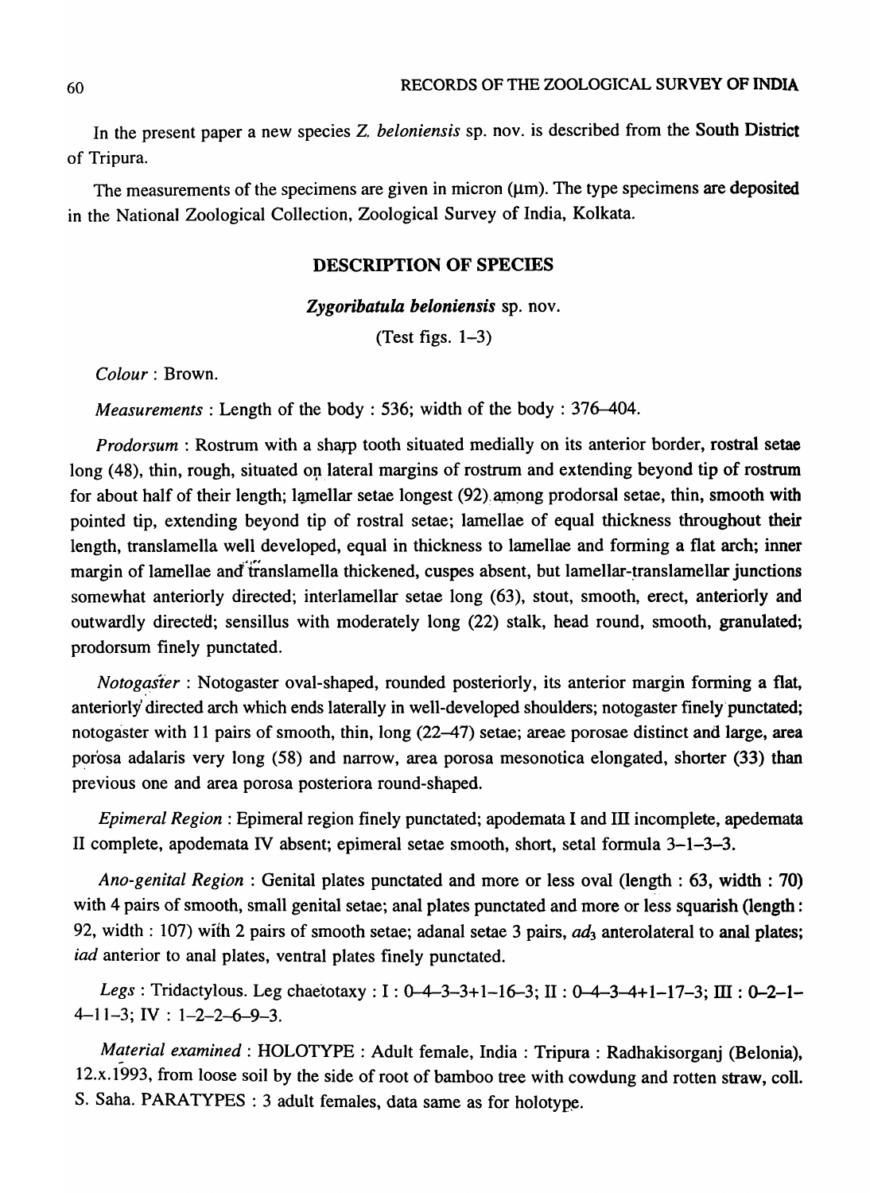In the present paper a new species *Z. beloniensis* sp. nov. is described from the South District of Tripura.

The measurements of the specimens are given in micron (μm). The type specimens are deposited in the National Zoological Collection, Zoological Survey of India, Kolkata.

## DESCRIPTION OF SPECIES

### *Zygoribatula beloniensis* sp. nov.

(Test figs. 1–3)

*Colour* : Brown.

*Measurements* : Length of the body : 536; width of the body : 376–404.

*Prodorsum* : Rostrum with a sharp tooth situated medially on its anterior border, rostral setae long (48), thin, rough, situated on lateral margins of rostrum and extending beyond tip of rostrum for about half of their length; lamellar setae longest (92) among prodorsal setae, thin, smooth with pointed tip, extending beyond tip of rostral setae; lamellae of equal thickness throughout their length, translamella well developed, equal in thickness to lamellae and forming a flat arch; inner margin of lamellae and translamella thickened, cuspes absent, but lamellar-translamellar junctions somewhat anteriorly directed; interlamellar setae long (63), stout, smooth, erect, anteriorly and outwardly directed; sensillus with moderately long (22) stalk, head round, smooth, granulated; prodorsum finely punctated.

*Notogaster* : Notogaster oval-shaped, rounded posteriorly, its anterior margin forming a flat, anteriorly directed arch which ends laterally in well-developed shoulders; notogaster finely punctated; notogaster with 11 pairs of smooth, thin, long (22–47) setae; areae porosae distinct and large, area porosa adalaris very long (58) and narrow, area porosa mesonotica elongated, shorter (33) than previous one and area porosa posteriora round-shaped.

*Epimeral Region* : Epimeral region finely punctated; apodemata I and III incomplete, apedemata II complete, apodemata IV absent; epimeral setae smooth, short, setal formula 3–1–3–3.

*Ano-genital Region* : Genital plates punctated and more or less oval (length : 63, width : 70) with 4 pairs of smooth, small genital setae; anal plates punctated and more or less squarish (length : 92, width : 107) with 2 pairs of smooth setae; adanal setae 3 pairs, $ad_3$ anterolateral to anal plates; *iad* anterior to anal plates, ventral plates finely punctated.

*Legs* : Tridactylous. Leg chaetotaxy : I : 0–4–3–3+1–16–3; II : 0–4–3–4+1–17–3; III : 0–2–1–4–11–3; IV : 1–2–2–6–9–3.

*Material examined* : HOLOTYPE : Adult female, India : Tripura : Radhakisorganj (Belonia), 12.x.1993, from loose soil by the side of root of bamboo tree with cowdung and rotten straw, coll. S. Saha. PARATYPES : 3 adult females, data same as for holotype.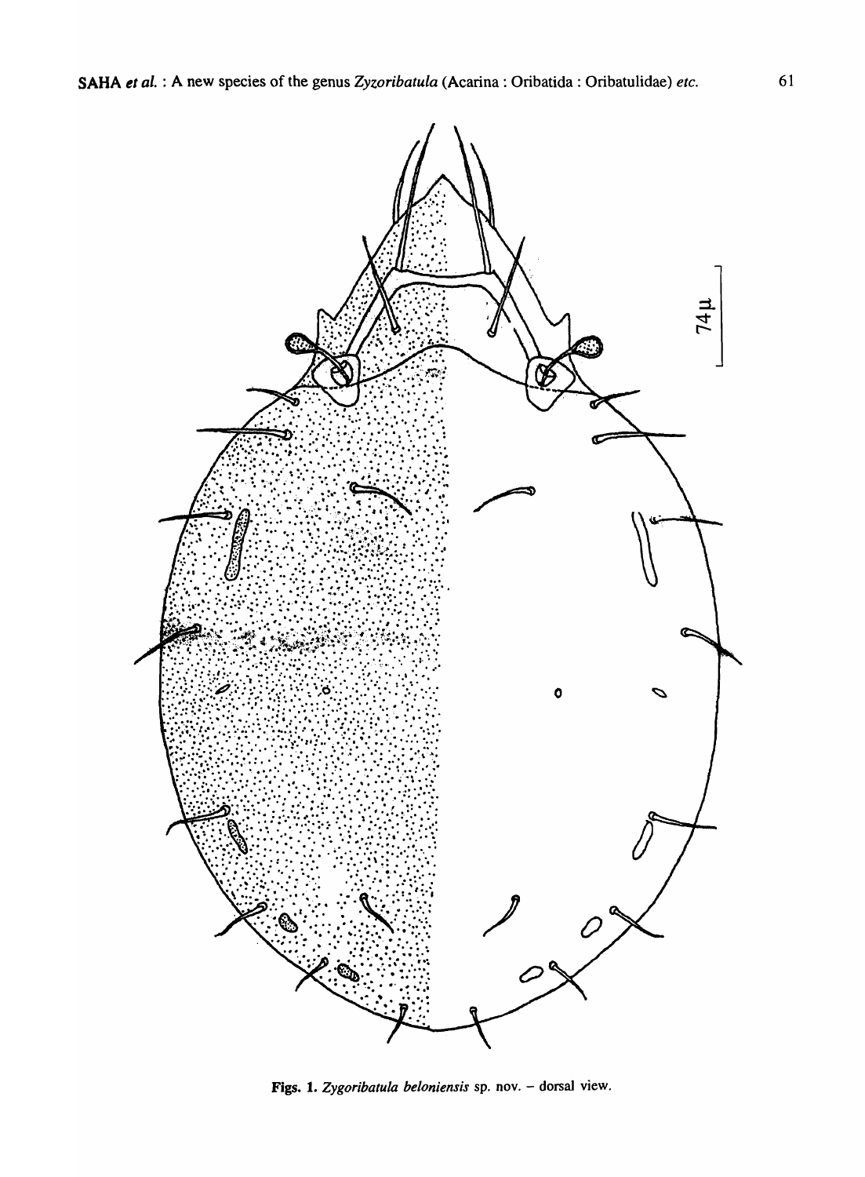Figs. 1. *Zygoribatula beloniensis* sp. nov. – dorsal view.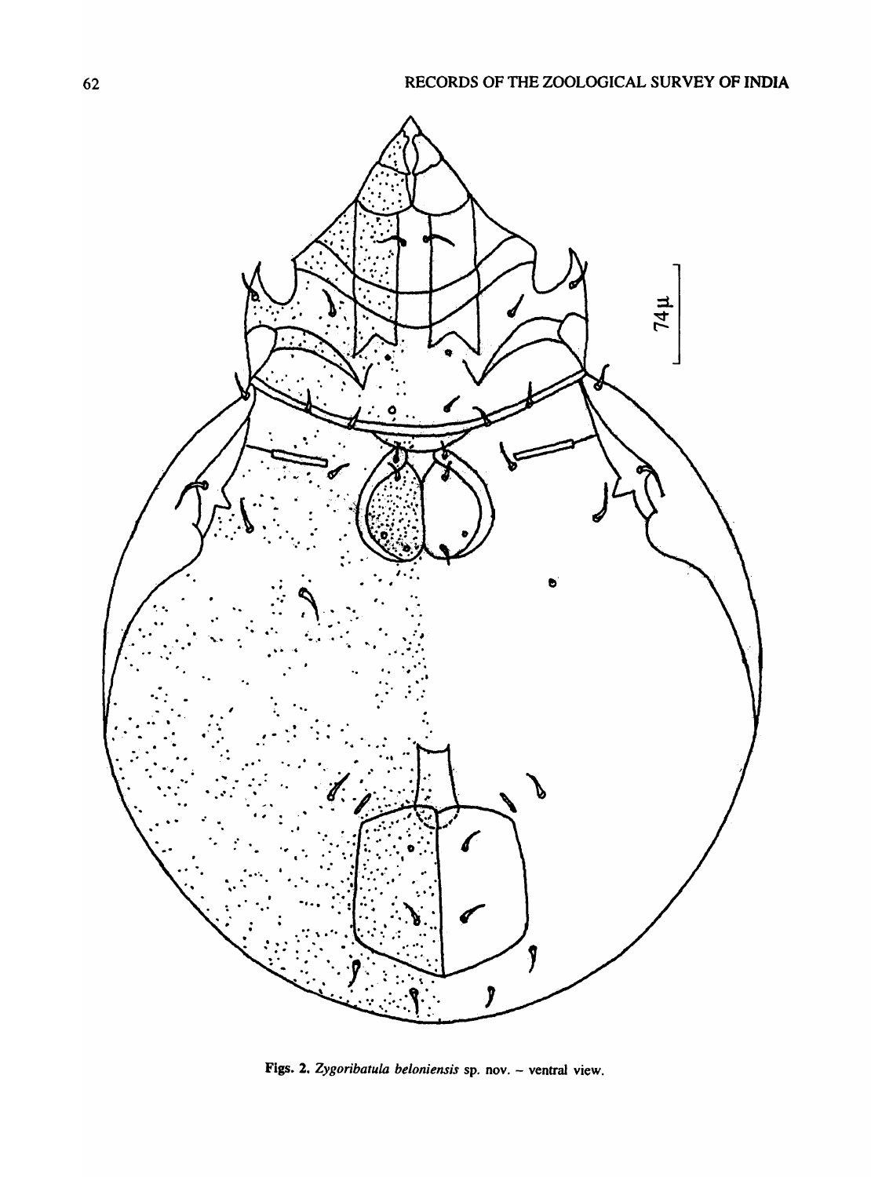Figs. 2. *Zygoribatula beloniensis* sp. nov. – ventral view.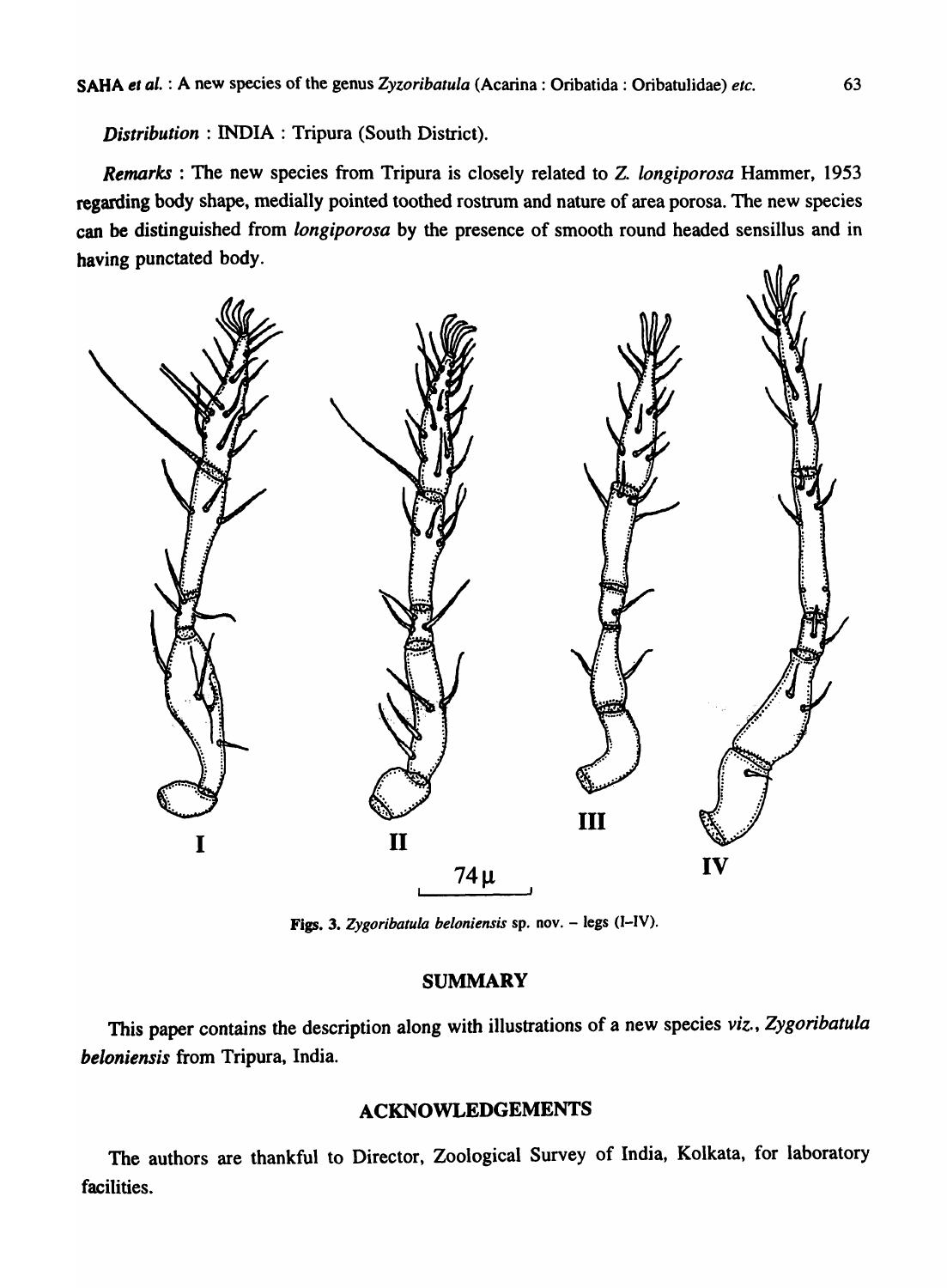*Distribution* : INDIA : Tripura (South District).

*Remarks* : The new species from Tripura is closely related to *Z. longiporosa* Hammer, 1953 regarding body shape, medially pointed toothed rostrum and nature of area porosa. The new species can be distinguished from *longiporosa* by the presence of smooth round headed sensillus and in having punctated body.

Figs. 3. *Zygoribatula beloniensis* sp. nov. – legs (I–IV).

## SUMMARY

This paper contains the description along with illustrations of a new species *viz.*, *Zygoribatula beloniensis* from Tripura, India.

## ACKNOWLEDGEMENTS

The authors are thankful to Director, Zoological Survey of India, Kolkata, for laboratory facilities.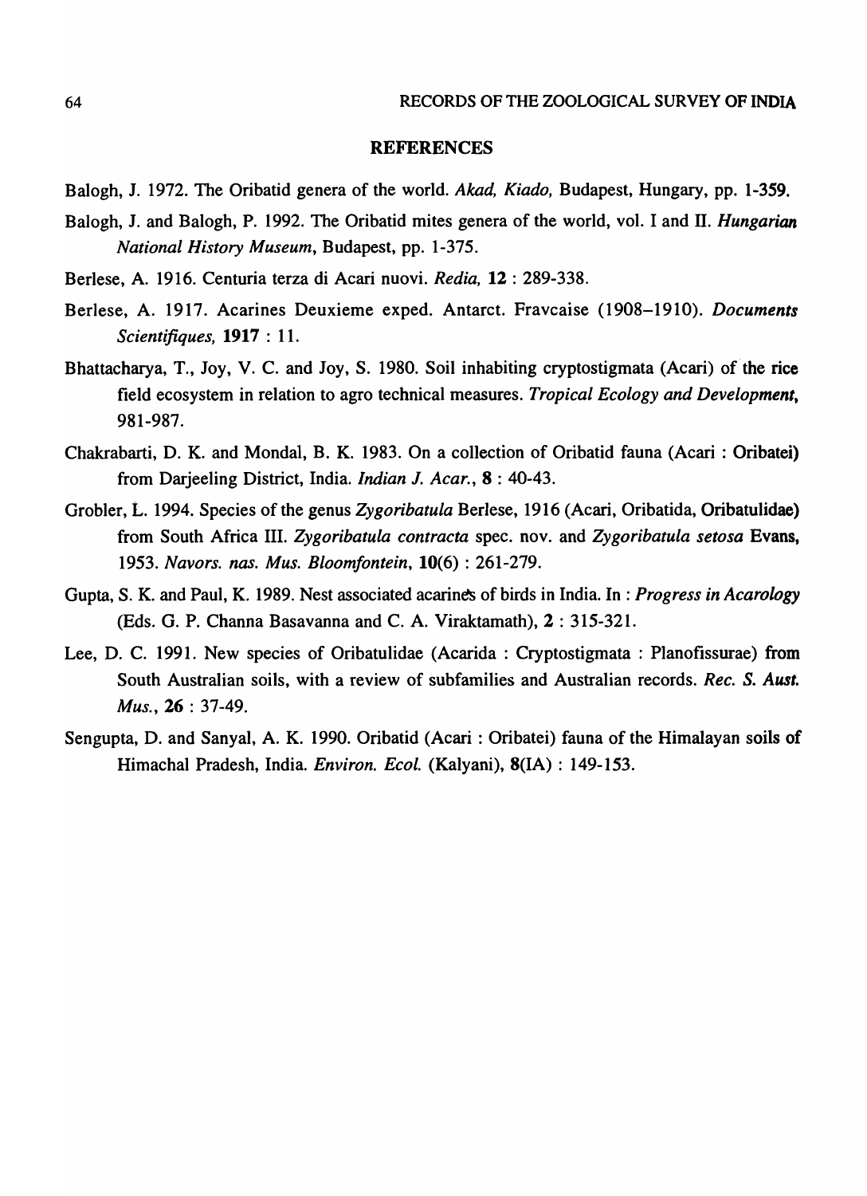## REFERENCES

Balogh, J. 1972. The Oribatid genera of the world. *Akad, Kiado,* Budapest, Hungary, pp. 1-359.

Balogh, J. and Balogh, P. 1992. The Oribatid mites genera of the world, vol. I and II. *Hungarian National History Museum*, Budapest, pp. 1-375.

Berlese, A. 1916. Centuria terza di Acari nuovi. *Redia,* **12** : 289-338.

Berlese, A. 1917. Acarines Deuxieme exped. Antarct. Fravcaise (1908–1910). *Documents Scientifiques,* **1917** : 11.

Bhattacharya, T., Joy, V. C. and Joy, S. 1980. Soil inhabiting cryptostigmata (Acari) of the rice field ecosystem in relation to agro technical measures. *Tropical Ecology and Development,* 981-987.

Chakrabarti, D. K. and Mondal, B. K. 1983. On a collection of Oribatid fauna (Acari : Oribatei) from Darjeeling District, India. *Indian J. Acar.*, **8** : 40-43.

Grobler, L. 1994. Species of the genus *Zygoribatula* Berlese, 1916 (Acari, Oribatida, Oribatulidae) from South Africa III. *Zygoribatula contracta* spec. nov. and *Zygoribatula setosa* Evans, 1953. *Navors. nas. Mus. Bloomfontein*, **10**(6) : 261-279.

Gupta, S. K. and Paul, K. 1989. Nest associated acarines of birds in India. In : *Progress in Acarology* (Eds. G. P. Channa Basavanna and C. A. Viraktamath), **2** : 315-321.

Lee, D. C. 1991. New species of Oribatulidae (Acarida : Cryptostigmata : Planofissurae) from South Australian soils, with a review of subfamilies and Australian records. *Rec. S. Aust. Mus.*, **26** : 37-49.

Sengupta, D. and Sanyal, A. K. 1990. Oribatid (Acari : Oribatei) fauna of the Himalayan soils of Himachal Pradesh, India. *Environ. Ecol.* (Kalyani), **8**(IA) : 149-153.